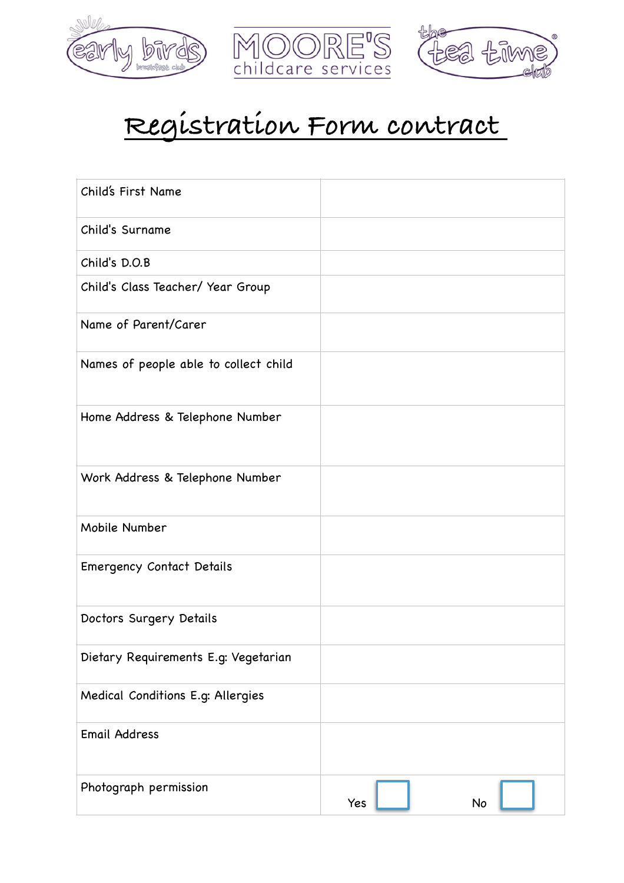early birds breakfast club | MOORE'S childcare services | the tea time club

# Registration Form contract

| | |
|---|---|
| Child's First Name | |
| Child's Surname | |
| Child's D.O.B | |
| Child's Class Teacher/ Year Group | |
| Name of Parent/Carer | |
| Names of people able to collect child | |
| Home Address & Telephone Number | |
| Work Address & Telephone Number | |
| Mobile Number | |
| Emergency Contact Details | |
| Doctors Surgery Details | |
| Dietary Requirements E.g: Vegetarian | |
| Medical Conditions E.g: Allergies | |
| Email Address | |
| Photograph permission | Yes ☐ No ☐ |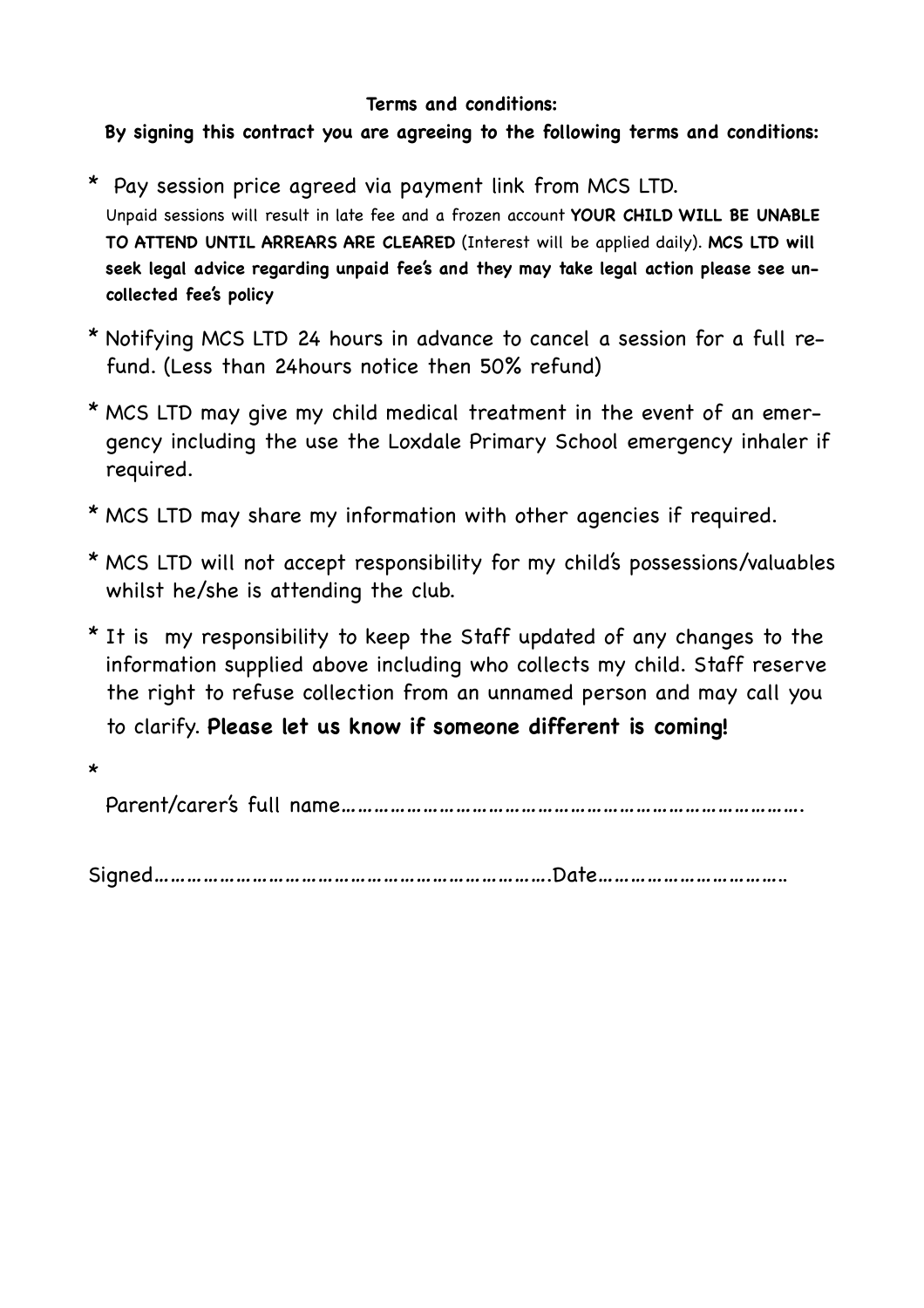**Terms and conditions:**

**By signing this contract you are agreeing to the following terms and conditions:**

* Pay session price agreed via payment link from MCS LTD.
  Unpaid sessions will result in late fee and a frozen account **YOUR CHILD WILL BE UNABLE TO ATTEND UNTIL ARREARS ARE CLEARED** (Interest will be applied daily). **MCS LTD will seek legal advice regarding unpaid fee's and they may take legal action please see un-collected fee's policy**
* Notifying MCS LTD 24 hours in advance to cancel a session for a full refund. (Less than 24hours notice then 50% refund)
* MCS LTD may give my child medical treatment in the event of an emergency including the use the Loxdale Primary School emergency inhaler if required.
* MCS LTD may share my information with other agencies if required.
* MCS LTD will not accept responsibility for my child's possessions/valuables whilst he/she is attending the club.
* It is my responsibility to keep the Staff updated of any changes to the information supplied above including who collects my child. Staff reserve the right to refuse collection from an unnamed person and may call you to clarify. **Please let us know if someone different is coming!**
*

Parent/carer's full name…………………………………………………………………….

Signed……………………………………………………………….Date……………………………